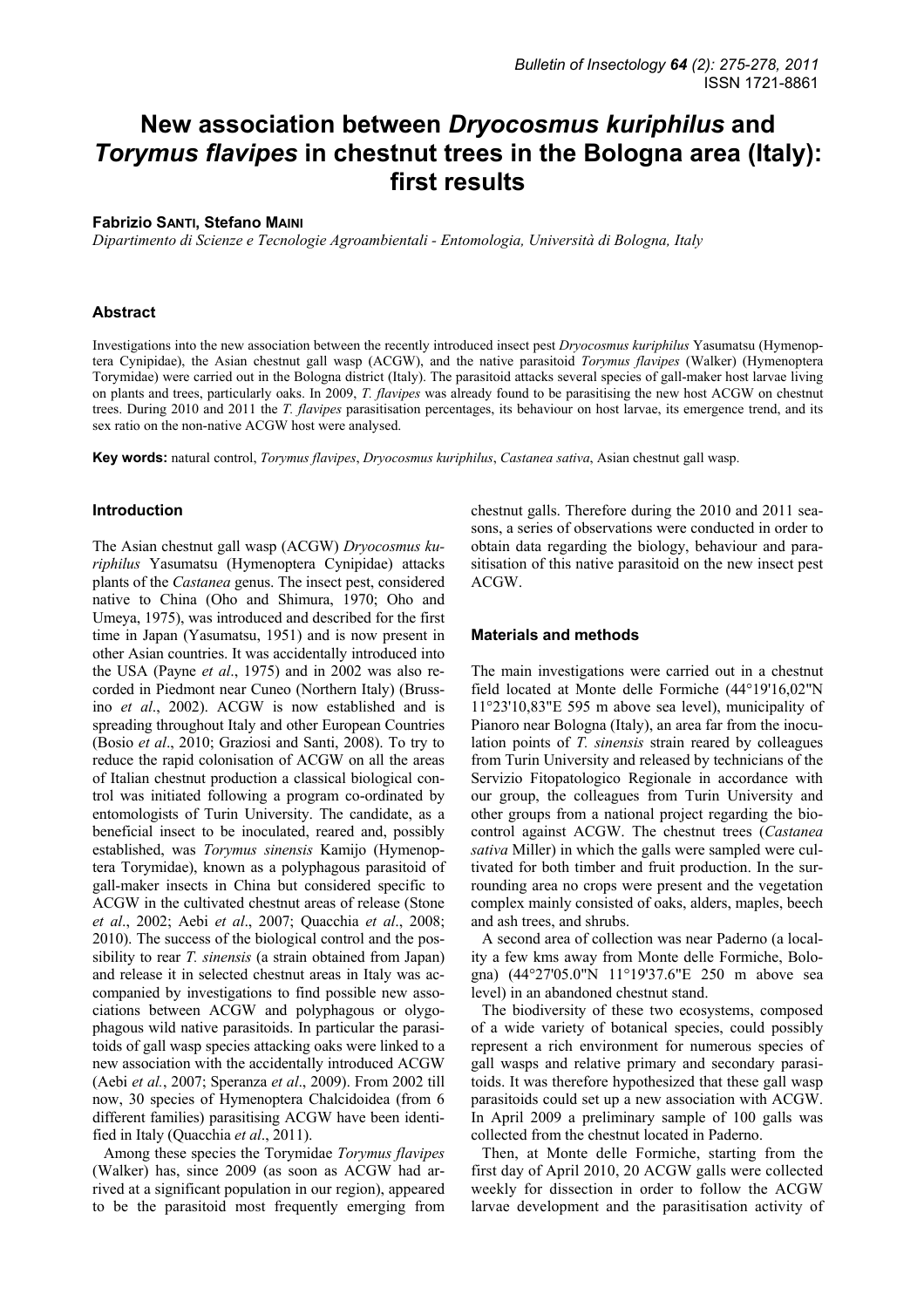# New association between *Dryocosmus kuriphilus* and *Torymus flavipes* in chestnut trees in the Bologna area (Italy): first results

**Fabrizio Santi, Stefano Maini**

*Dipartimento di Scienze e Tecnologie Agroambientali - Entomologia, Università di Bologna, Italy*

## Abstract

Investigations into the new association between the recently introduced insect pest *Dryocosmus kuriphilus* Yasumatsu (Hymenoptera Cynipidae), the Asian chestnut gall wasp (ACGW), and the native parasitoid *Torymus flavipes* (Walker) (Hymenoptera Torymidae) were carried out in the Bologna district (Italy). The parasitoid attacks several species of gall-maker host larvae living on plants and trees, particularly oaks. In 2009, *T. flavipes* was already found to be parasitising the new host ACGW on chestnut trees. During 2010 and 2011 the *T. flavipes* parasitisation percentages, its behaviour on host larvae, its emergence trend, and its sex ratio on the non-native ACGW host were analysed.

**Key words:** natural control, *Torymus flavipes*, *Dryocosmus kuriphilus*, *Castanea sativa*, Asian chestnut gall wasp.

## Introduction

The Asian chestnut gall wasp (ACGW) *Dryocosmus kuriphilus* Yasumatsu (Hymenoptera Cynipidae) attacks plants of the *Castanea* genus. The insect pest, considered native to China (Oho and Shimura, 1970; Oho and Umeya, 1975), was introduced and described for the first time in Japan (Yasumatsu, 1951) and is now present in other Asian countries. It was accidentally introduced into the USA (Payne *et al*., 1975) and in 2002 was also recorded in Piedmont near Cuneo (Northern Italy) (Brussino *et al*., 2002). ACGW is now established and is spreading throughout Italy and other European Countries (Bosio *et al*., 2010; Graziosi and Santi, 2008). To try to reduce the rapid colonisation of ACGW on all the areas of Italian chestnut production a classical biological control was initiated following a program co-ordinated by entomologists of Turin University. The candidate, as a beneficial insect to be inoculated, reared and, possibly established, was *Torymus sinensis* Kamijo (Hymenoptera Torymidae), known as a polyphagous parasitoid of gall-maker insects in China but considered specific to ACGW in the cultivated chestnut areas of release (Stone *et al*., 2002; Aebi *et al*., 2007; Quacchia *et al*., 2008; 2010). The success of the biological control and the possibility to rear *T. sinensis* (a strain obtained from Japan) and release it in selected chestnut areas in Italy was accompanied by investigations to find possible new associations between ACGW and polyphagous or olygophagous wild native parasitoids. In particular the parasitoids of gall wasp species attacking oaks were linked to a new association with the accidentally introduced ACGW (Aebi *et al.*, 2007; Speranza *et al*., 2009). From 2002 till now, 30 species of Hymenoptera Chalcidoidea (from 6 different families) parasitising ACGW have been identified in Italy (Quacchia *et al*., 2011).

Among these species the Torymidae *Torymus flavipes* (Walker) has, since 2009 (as soon as ACGW had arrived at a significant population in our region), appeared to be the parasitoid most frequently emerging from chestnut galls. Therefore during the 2010 and 2011 seasons, a series of observations were conducted in order to obtain data regarding the biology, behaviour and parasitisation of this native parasitoid on the new insect pest ACGW.

## Materials and methods

The main investigations were carried out in a chestnut field located at Monte delle Formiche (44°19'16,02"N 11°23'10,83"E 595 m above sea level), municipality of Pianoro near Bologna (Italy), an area far from the inoculation points of *T. sinensis* strain reared by colleagues from Turin University and released by technicians of the Servizio Fitopatologico Regionale in accordance with our group, the colleagues from Turin University and other groups from a national project regarding the biocontrol against ACGW. The chestnut trees (*Castanea sativa* Miller) in which the galls were sampled were cultivated for both timber and fruit production. In the surrounding area no crops were present and the vegetation complex mainly consisted of oaks, alders, maples, beech and ash trees, and shrubs.

A second area of collection was near Paderno (a locality a few kms away from Monte delle Formiche, Bologna) (44°27'05.0"N 11°19'37.6"E 250 m above sea level) in an abandoned chestnut stand.

The biodiversity of these two ecosystems, composed of a wide variety of botanical species, could possibly represent a rich environment for numerous species of gall wasps and relative primary and secondary parasitoids. It was therefore hypothesized that these gall wasp parasitoids could set up a new association with ACGW. In April 2009 a preliminary sample of 100 galls was collected from the chestnut located in Paderno.

Then, at Monte delle Formiche, starting from the first day of April 2010, 20 ACGW galls were collected weekly for dissection in order to follow the ACGW larvae development and the parasitisation activity of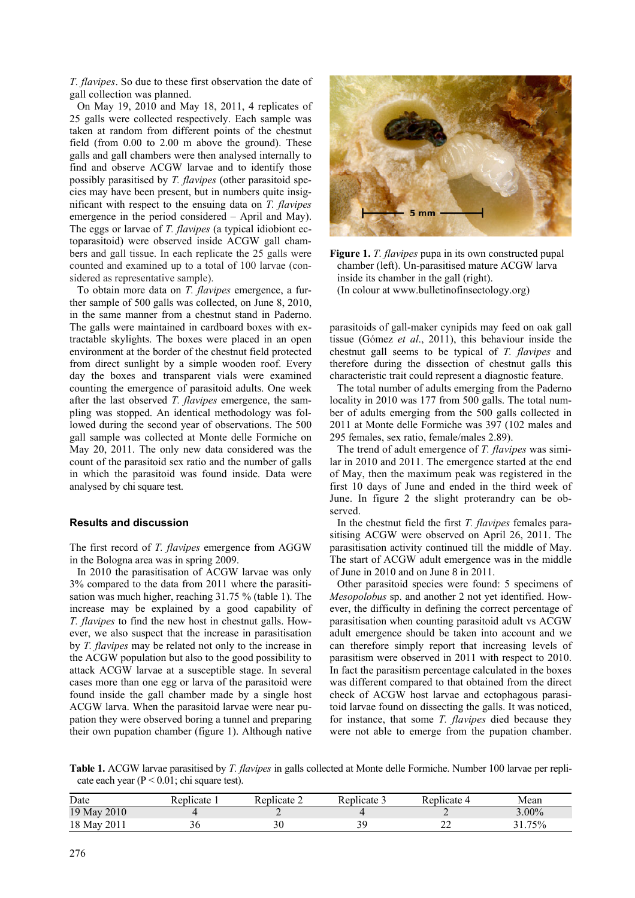*T. flavipes*. So due to these first observation the date of gall collection was planned.

On May 19, 2010 and May 18, 2011, 4 replicates of 25 galls were collected respectively. Each sample was taken at random from different points of the chestnut field (from 0.00 to 2.00 m above the ground). These galls and gall chambers were then analysed internally to find and observe ACGW larvae and to identify those possibly parasitised by *T. flavipes* (other parasitoid species may have been present, but in numbers quite insignificant with respect to the ensuing data on *T. flavipes* emergence in the period considered – April and May). The eggs or larvae of *T. flavipes* (a typical idiobiont ectoparasitoid) were observed inside ACGW gall chambers and gall tissue. In each replicate the 25 galls were counted and examined up to a total of 100 larvae (considered as representative sample).

To obtain more data on *T. flavipes* emergence, a further sample of 500 galls was collected, on June 8, 2010, in the same manner from a chestnut stand in Paderno. The galls were maintained in cardboard boxes with extractable skylights. The boxes were placed in an open environment at the border of the chestnut field protected from direct sunlight by a simple wooden roof. Every day the boxes and transparent vials were examined counting the emergence of parasitoid adults. One week after the last observed *T. flavipes* emergence, the sampling was stopped. An identical methodology was followed during the second year of observations. The 500 gall sample was collected at Monte delle Formiche on May 20, 2011. The only new data considered was the count of the parasitoid sex ratio and the number of galls in which the parasitoid was found inside. Data were analysed by chi square test.

## Results and discussion

The first record of *T. flavipes* emergence from AGGW in the Bologna area was in spring 2009.

In 2010 the parasitisation of ACGW larvae was only 3% compared to the data from 2011 where the parasitisation was much higher, reaching 31.75 % (table 1). The increase may be explained by a good capability of *T. flavipes* to find the new host in chestnut galls. However, we also suspect that the increase in parasitisation by *T. flavipes* may be related not only to the increase in the ACGW population but also to the good possibility to attack ACGW larvae at a susceptible stage. In several cases more than one egg or larva of the parasitoid were found inside the gall chamber made by a single host ACGW larva. When the parasitoid larvae were near pupation they were observed boring a tunnel and preparing their own pupation chamber (figure 1). Although native parasitoids of gall-maker cynipids may feed on oak gall tissue (Gómez *et al*., 2011), this behaviour inside the chestnut gall seems to be typical of *T. flavipes* and therefore during the dissection of chestnut galls this characteristic trait could represent a diagnostic feature.

**Figure 1.** *T. flavipes* pupa in its own constructed pupal chamber (left). Un-parasitised mature ACGW larva inside its chamber in the gall (right).
(In colour at www.bulletinofinsectology.org)

The total number of adults emerging from the Paderno locality in 2010 was 177 from 500 galls. The total number of adults emerging from the 500 galls collected in 2011 at Monte delle Formiche was 397 (102 males and 295 females, sex ratio, female/males 2.89).

The trend of adult emergence of *T. flavipes* was similar in 2010 and 2011. The emergence started at the end of May, then the maximum peak was registered in the first 10 days of June and ended in the third week of June. In figure 2 the slight proterandry can be observed.

In the chestnut field the first *T. flavipes* females parasitising ACGW were observed on April 26, 2011. The parasitisation activity continued till the middle of May. The start of ACGW adult emergence was in the middle of June in 2010 and on June 8 in 2011.

Other parasitoid species were found: 5 specimens of *Mesopolobus* sp. and another 2 not yet identified. However, the difficulty in defining the correct percentage of parasitisation when counting parasitoid adult vs ACGW adult emergence should be taken into account and we can therefore simply report that increasing levels of parasitism were observed in 2011 with respect to 2010. In fact the parasitism percentage calculated in the boxes was different compared to that obtained from the direct check of ACGW host larvae and ectophagous parasitoid larvae found on dissecting the galls. It was noticed, for instance, that some *T. flavipes* died because they were not able to emerge from the pupation chamber.

**Table 1.** ACGW larvae parasitised by *T. flavipes* in galls collected at Monte delle Formiche. Number 100 larvae per replicate each year ($P < 0.01$; chi square test).

| Date | Replicate 1 | Replicate 2 | Replicate 3 | Replicate 4 | Mean |
|---|---|---|---|---|---|
| 19 May 2010 | 4 | 2 | 4 | 2 | 3.00% |
| 18 May 2011 | 36 | 30 | 39 | 22 | 31.75% |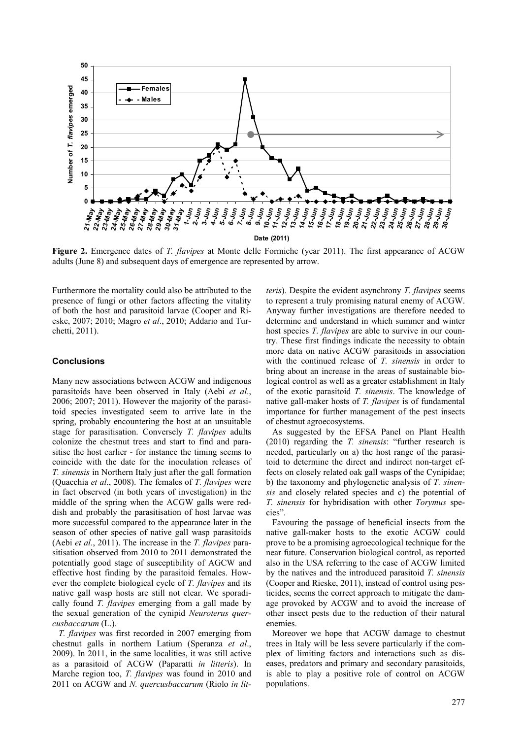**Figure 2.** Emergence dates of *T. flavipes* at Monte delle Formiche (year 2011). The first appearance of ACGW adults (June 8) and subsequent days of emergence are represented by arrow.

Furthermore the mortality could also be attributed to the presence of fungi or other factors affecting the vitality of both the host and parasitoid larvae (Cooper and Rieske, 2007; 2010; Magro *et al*., 2010; Addario and Turchetti, 2011).

## Conclusions

Many new associations between ACGW and indigenous parasitoids have been observed in Italy (Aebi *et al*., 2006; 2007; 2011). However the majority of the parasitoid species investigated seem to arrive late in the spring, probably encountering the host at an unsuitable stage for parasitisation. Conversely *T. flavipes* adults colonize the chestnut trees and start to find and parasitise the host earlier - for instance the timing seems to coincide with the date for the inoculation releases of *T. sinensis* in Northern Italy just after the gall formation (Quacchia *et al*., 2008). The females of *T. flavipes* were in fact observed (in both years of investigation) in the middle of the spring when the ACGW galls were reddish and probably the parasitisation of host larvae was more successful compared to the appearance later in the season of other species of native gall wasp parasitoids (Aebi *et al.*, 2011). The increase in the *T. flavipes* parasitisation observed from 2010 to 2011 demonstrated the potentially good stage of susceptibility of AGCW and effective host finding by the parasitoid females. However the complete biological cycle of *T. flavipes* and its native gall wasp hosts are still not clear. We sporadically found *T. flavipes* emerging from a gall made by the sexual generation of the cynipid *Neuroterus quercusbaccarum* (L.).

*T. flavipes* was first recorded in 2007 emerging from chestnut galls in northern Latium (Speranza *et al*., 2009). In 2011, in the same localities, it was still active as a parasitoid of ACGW (Paparatti *in litteris*). In Marche region too, *T. flavipes* was found in 2010 and 2011 on ACGW and *N. quercusbaccarum* (Riolo *in litteris*). Despite the evident asynchrony *T. flavipes* seems to represent a truly promising natural enemy of ACGW. Anyway further investigations are therefore needed to determine and understand in which summer and winter host species *T. flavipes* are able to survive in our country. These first findings indicate the necessity to obtain more data on native ACGW parasitoids in association with the continued release of *T. sinensis* in order to bring about an increase in the areas of sustainable biological control as well as a greater establishment in Italy of the exotic parasitoid *T. sinensis*. The knowledge of native gall-maker hosts of *T. flavipes* is of fundamental importance for further management of the pest insects of chestnut agroecosystems.

As suggested by the EFSA Panel on Plant Health (2010) regarding the *T. sinensis*: "further research is needed, particularly on a) the host range of the parasitoid to determine the direct and indirect non-target effects on closely related oak gall wasps of the Cynipidae; b) the taxonomy and phylogenetic analysis of *T. sinensis* and closely related species and c) the potential of *T. sinensis* for hybridisation with other *Torymus* species".

Favouring the passage of beneficial insects from the native gall-maker hosts to the exotic ACGW could prove to be a promising agroecological technique for the near future. Conservation biological control, as reported also in the USA referring to the case of ACGW limited by the natives and the introduced parasitoid *T. sinensis* (Cooper and Rieske, 2011), instead of control using pesticides, seems the correct approach to mitigate the damage provoked by ACGW and to avoid the increase of other insect pests due to the reduction of their natural enemies.

Moreover we hope that ACGW damage to chestnut trees in Italy will be less severe particularly if the complex of limiting factors and interactions such as diseases, predators and primary and secondary parasitoids, is able to play a positive role of control on ACGW populations.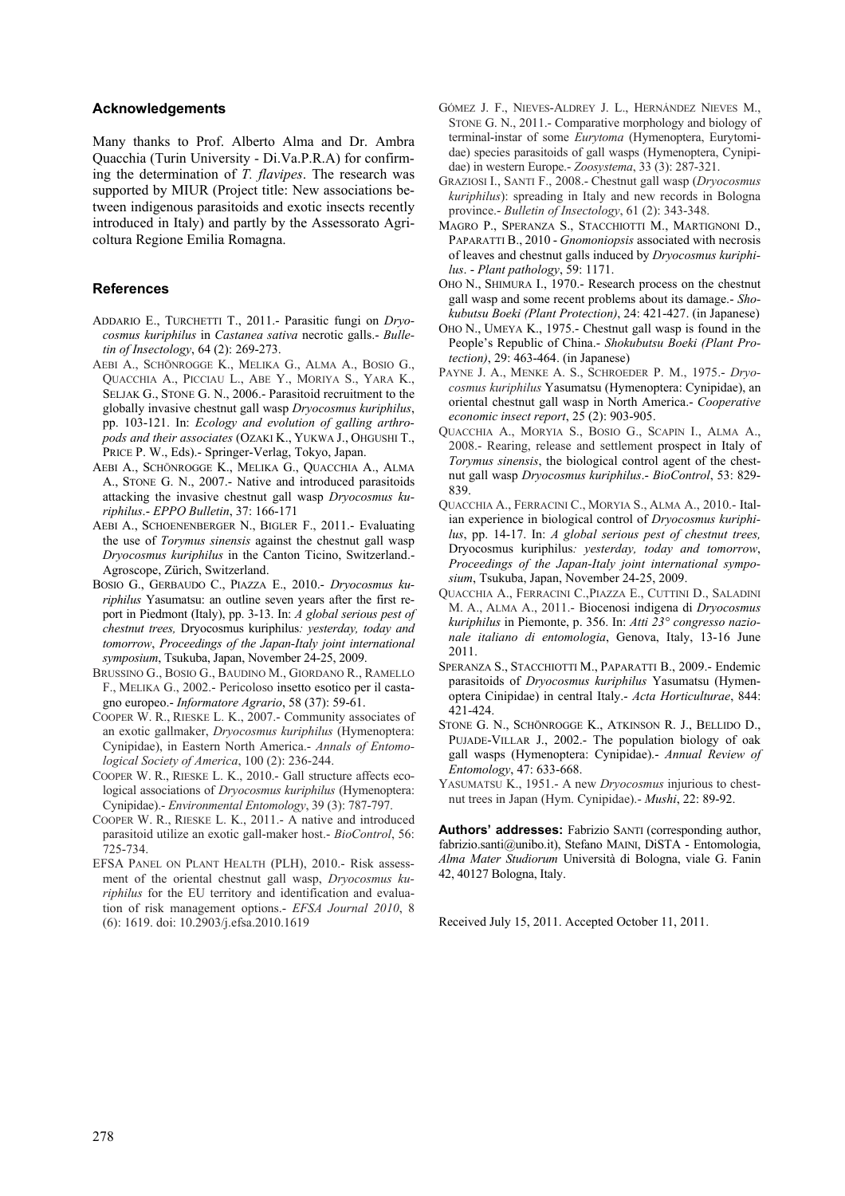## Acknowledgements

Many thanks to Prof. Alberto Alma and Dr. Ambra Quacchia (Turin University - Di.Va.P.R.A) for confirming the determination of *T. flavipes*. The research was supported by MIUR (Project title: New associations between indigenous parasitoids and exotic insects recently introduced in Italy) and partly by the Assessorato Agricoltura Regione Emilia Romagna.

## References

ADDARIO E., TURCHETTI T., 2011.- Parasitic fungi on *Dryocosmus kuriphilus* in *Castanea sativa* necrotic galls.- *Bulletin of Insectology*, 64 (2): 269-273.

AEBI A., SCHÖNROGGE K., MELIKA G., ALMA A., BOSIO G., QUACCHIA A., PICCIAU L., ABE Y., MORIYA S., YARA K., SELJAK G., STONE G. N., 2006.- Parasitoid recruitment to the globally invasive chestnut gall wasp *Dryocosmus kuriphilus*, pp. 103-121. In: *Ecology and evolution of galling arthropods and their associates* (OZAKI K., YUKWA J., OHGUSHI T., PRICE P. W., Eds).- Springer-Verlag, Tokyo, Japan.

AEBI A., SCHÖNROGGE K., MELIKA G., QUACCHIA A., ALMA A., STONE G. N., 2007.- Native and introduced parasitoids attacking the invasive chestnut gall wasp *Dryocosmus kuriphilus*.- *EPPO Bulletin*, 37: 166-171

AEBI A., SCHOENENBERGER N., BIGLER F., 2011.- Evaluating the use of *Torymus sinensis* against the chestnut gall wasp *Dryocosmus kuriphilus* in the Canton Ticino, Switzerland.- Agroscope, Zürich, Switzerland.

BOSIO G., GERBAUDO C., PIAZZA E., 2010.- *Dryocosmus kuriphilus* Yasumatsu: an outline seven years after the first report in Piedmont (Italy), pp. 3-13. In: *A global serious pest of chestnut trees,* Dryocosmus kuriphilus*: yesterday, today and tomorrow*, *Proceedings of the Japan-Italy joint international symposium*, Tsukuba, Japan, November 24-25, 2009.

BRUSSINO G., BOSIO G., BAUDINO M., GIORDANO R., RAMELLO F., MELIKA G., 2002.- Pericoloso insetto esotico per il castagno europeo.- *Informatore Agrario*, 58 (37): 59-61.

COOPER W. R., RIESKE L. K., 2007.- Community associates of an exotic gallmaker, *Dryocosmus kuriphilus* (Hymenoptera: Cynipidae), in Eastern North America.- *Annals of Entomological Society of America*, 100 (2): 236-244.

COOPER W. R., RIESKE L. K., 2010.- Gall structure affects ecological associations of *Dryocosmus kuriphilus* (Hymenoptera: Cynipidae).- *Environmental Entomology*, 39 (3): 787-797.

COOPER W. R., RIESKE L. K., 2011.- A native and introduced parasitoid utilize an exotic gall-maker host.- *BioControl*, 56: 725-734.

EFSA PANEL ON PLANT HEALTH (PLH), 2010.- Risk assessment of the oriental chestnut gall wasp, *Dryocosmus kuriphilus* for the EU territory and identification and evaluation of risk management options.- *EFSA Journal 2010*, 8 (6): 1619. doi: 10.2903/j.efsa.2010.1619

GÓMEZ J. F., NIEVES-ALDREY J. L., HERNÁNDEZ NIEVES M., STONE G. N., 2011.- Comparative morphology and biology of terminal-instar of some *Eurytoma* (Hymenoptera, Eurytomidae) species parasitoids of gall wasps (Hymenoptera, Cynipidae) in western Europe.- *Zoosystema*, 33 (3): 287-321.

GRAZIOSI I., SANTI F., 2008.- Chestnut gall wasp (*Dryocosmus kuriphilus*): spreading in Italy and new records in Bologna province.- *Bulletin of Insectology*, 61 (2): 343-348.

MAGRO P., SPERANZA S., STACCHIOTTI M., MARTIGNONI D., PAPARATTI B., 2010 - *Gnomoniopsis* associated with necrosis of leaves and chestnut galls induced by *Dryocosmus kuriphilus*. - *Plant pathology*, 59: 1171.

OHO N., SHIMURA I., 1970.- Research process on the chestnut gall wasp and some recent problems about its damage.- *Shokubutsu Boeki (Plant Protection)*, 24: 421-427. (in Japanese)

OHO N., UMEYA K., 1975.- Chestnut gall wasp is found in the People's Republic of China.- *Shokubutsu Boeki (Plant Protection)*, 29: 463-464. (in Japanese)

PAYNE J. A., MENKE A. S., SCHROEDER P. M., 1975.- *Dryocosmus kuriphilus* Yasumatsu (Hymenoptera: Cynipidae), an oriental chestnut gall wasp in North America.- *Cooperative economic insect report*, 25 (2): 903-905.

QUACCHIA A., MORYIA S., BOSIO G., SCAPIN I., ALMA A., 2008.- Rearing, release and settlement prospect in Italy of *Torymus sinensis*, the biological control agent of the chestnut gall wasp *Dryocosmus kuriphilus*.- *BioControl*, 53: 829-839.

QUACCHIA A., FERRACINI C., MORYIA S., ALMA A., 2010.- Italian experience in biological control of *Dryocosmus kuriphilus*, pp. 14-17. In: *A global serious pest of chestnut trees,* Dryocosmus kuriphilus*: yesterday, today and tomorrow*, *Proceedings of the Japan-Italy joint international symposium*, Tsukuba, Japan, November 24-25, 2009.

QUACCHIA A., FERRACINI C.,PIAZZA E., CUTTINI D., SALADINI M. A., ALMA A., 2011.- Biocenosi indigena di *Dryocosmus kuriphilus* in Piemonte, p. 356. In: *Atti 23° congresso nazionale italiano di entomologia*, Genova, Italy, 13-16 June 2011.

SPERANZA S., STACCHIOTTI M., PAPARATTI B., 2009.- Endemic parasitoids of *Dryocosmus kuriphilus* Yasumatsu (Hymenoptera Cinipidae) in central Italy.- *Acta Horticulturae*, 844: 421-424.

STONE G. N., SCHÖNROGGE K., ATKINSON R. J., BELLIDO D., PUJADE-VILLAR J., 2002.- The population biology of oak gall wasps (Hymenoptera: Cynipidae).- *Annual Review of Entomology*, 47: 633-668.

YASUMATSU K., 1951.- A new *Dryocosmus* injurious to chestnut trees in Japan (Hym. Cynipidae).- *Mushi*, 22: 89-92.

**Authors' addresses:** Fabrizio SANTI (corresponding author, fabrizio.santi@unibo.it), Stefano MAINI, DiSTA - Entomologia, *Alma Mater Studiorum* Università di Bologna, viale G. Fanin 42, 40127 Bologna, Italy.

Received July 15, 2011. Accepted October 11, 2011.